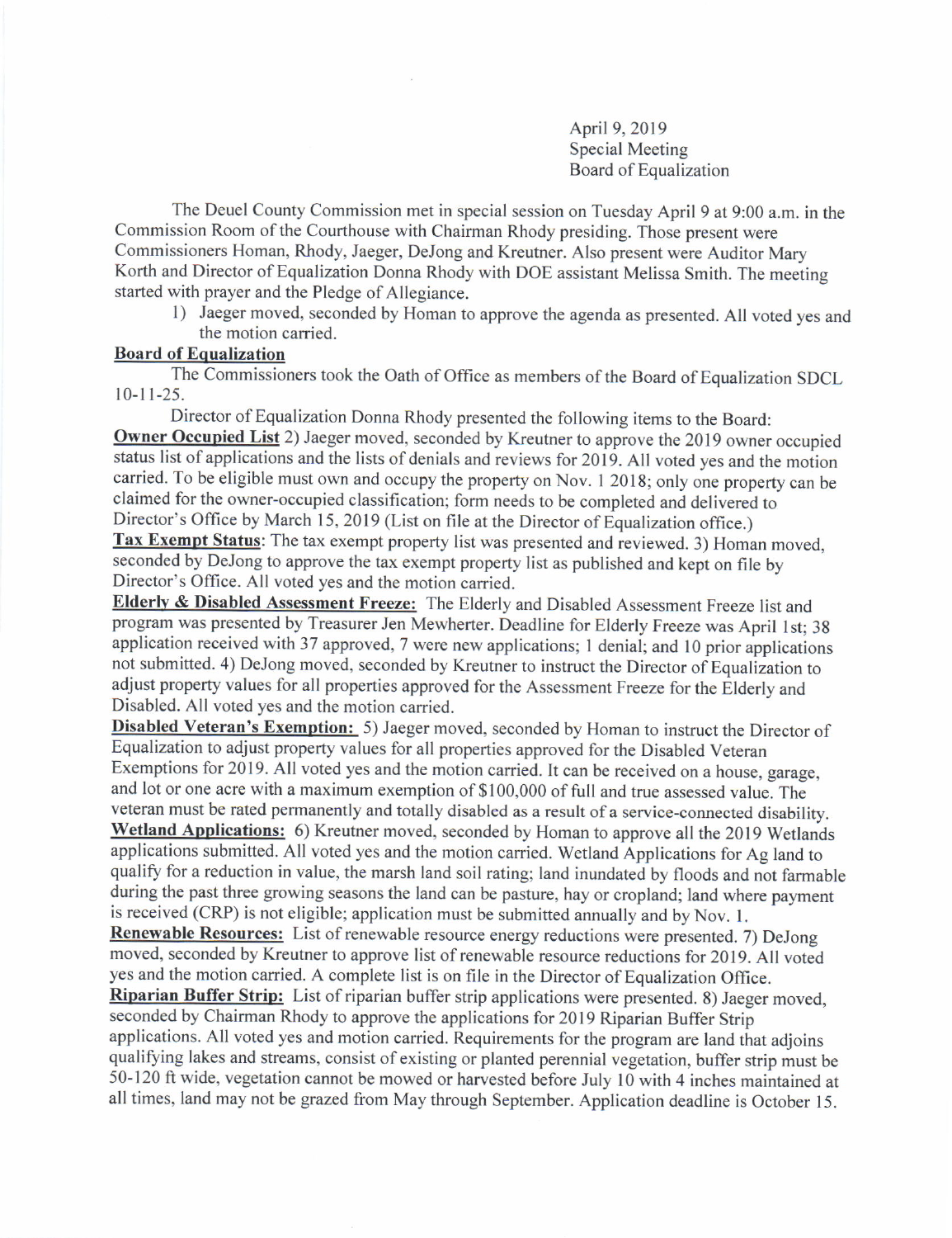April 9, 2019
Special Meeting
Board of Equalization

The Deuel County Commission met in special session on Tuesday April 9 at 9:00 a.m. in the Commission Room of the Courthouse with Chairman Rhody presiding. Those present were Commissioners Homan, Rhody, Jaeger, DeJong and Kreutner. Also present were Auditor Mary Korth and Director of Equalization Donna Rhody with DOE assistant Melissa Smith. The meeting started with prayer and the Pledge of Allegiance.

1) Jaeger moved, seconded by Homan to approve the agenda as presented. All voted yes and the motion carried.

**Board of Equalization**

The Commissioners took the Oath of Office as members of the Board of Equalization SDCL 10-11-25.

Director of Equalization Donna Rhody presented the following items to the Board:

**Owner Occupied List** 2) Jaeger moved, seconded by Kreutner to approve the 2019 owner occupied status list of applications and the lists of denials and reviews for 2019. All voted yes and the motion carried. To be eligible must own and occupy the property on Nov. 1 2018; only one property can be claimed for the owner-occupied classification; form needs to be completed and delivered to Director's Office by March 15, 2019 (List on file at the Director of Equalization office.)

**Tax Exempt Status**: The tax exempt property list was presented and reviewed. 3) Homan moved, seconded by DeJong to approve the tax exempt property list as published and kept on file by Director's Office. All voted yes and the motion carried.

**Elderly & Disabled Assessment Freeze:** The Elderly and Disabled Assessment Freeze list and program was presented by Treasurer Jen Mewherter. Deadline for Elderly Freeze was April 1st; 38 application received with 37 approved, 7 were new applications; 1 denial; and 10 prior applications not submitted. 4) DeJong moved, seconded by Kreutner to instruct the Director of Equalization to adjust property values for all properties approved for the Assessment Freeze for the Elderly and Disabled. All voted yes and the motion carried.

**Disabled Veteran's Exemption:** 5) Jaeger moved, seconded by Homan to instruct the Director of Equalization to adjust property values for all properties approved for the Disabled Veteran Exemptions for 2019. All voted yes and the motion carried. It can be received on a house, garage, and lot or one acre with a maximum exemption of $100,000 of full and true assessed value. The veteran must be rated permanently and totally disabled as a result of a service-connected disability.

**Wetland Applications:** 6) Kreutner moved, seconded by Homan to approve all the 2019 Wetlands applications submitted. All voted yes and the motion carried. Wetland Applications for Ag land to qualify for a reduction in value, the marsh land soil rating; land inundated by floods and not farmable during the past three growing seasons the land can be pasture, hay or cropland; land where payment is received (CRP) is not eligible; application must be submitted annually and by Nov. 1.

**Renewable Resources:** List of renewable resource energy reductions were presented. 7) DeJong moved, seconded by Kreutner to approve list of renewable resource reductions for 2019. All voted yes and the motion carried. A complete list is on file in the Director of Equalization Office.

**Riparian Buffer Strip:** List of riparian buffer strip applications were presented. 8) Jaeger moved, seconded by Chairman Rhody to approve the applications for 2019 Riparian Buffer Strip applications. All voted yes and motion carried. Requirements for the program are land that adjoins qualifying lakes and streams, consist of existing or planted perennial vegetation, buffer strip must be 50-120 ft wide, vegetation cannot be mowed or harvested before July 10 with 4 inches maintained at all times, land may not be grazed from May through September. Application deadline is October 15.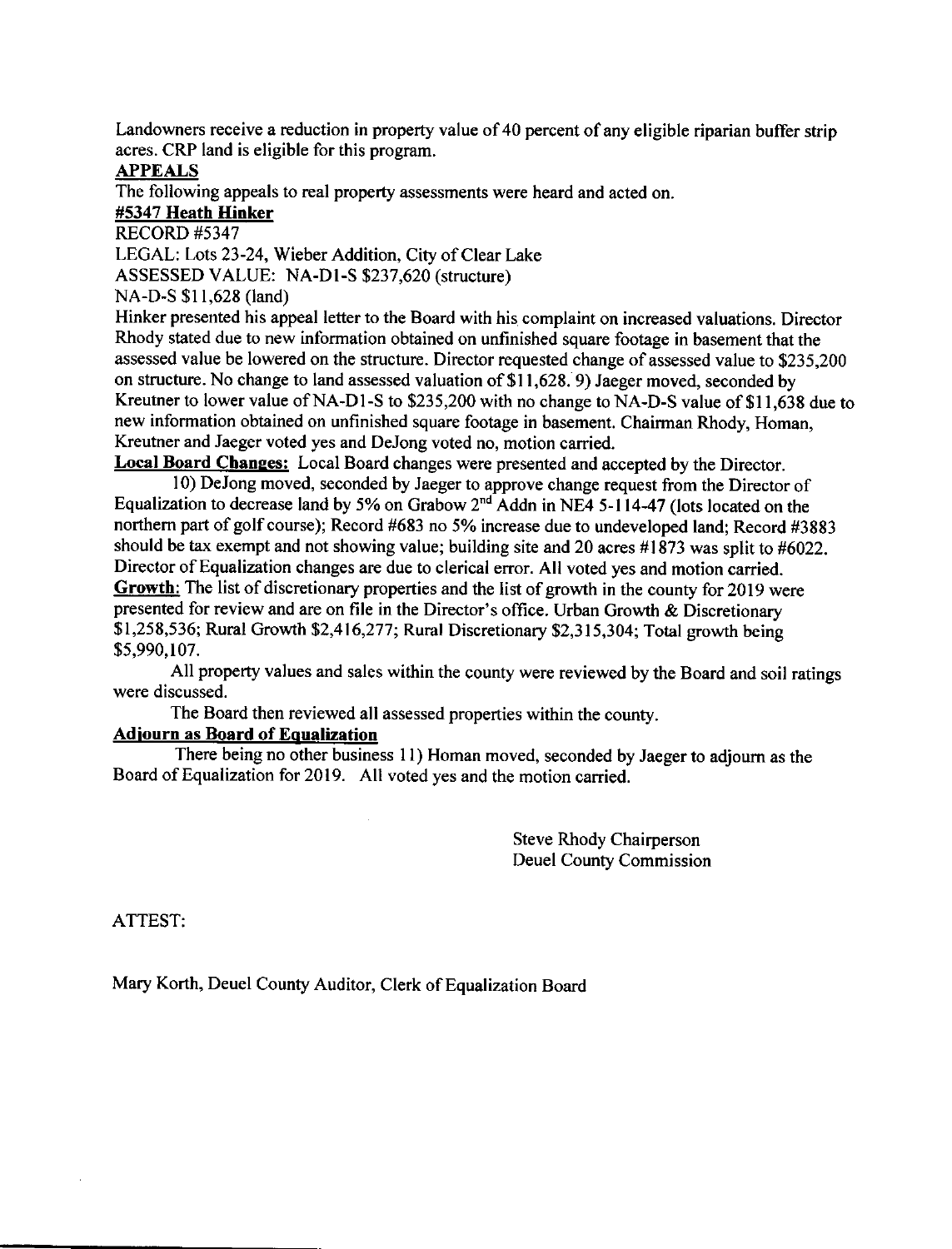Landowners receive a reduction in property value of 40 percent of any eligible riparian buffer strip acres. CRP land is eligible for this program.

**APPEALS**

The following appeals to real property assessments were heard and acted on.

**#5347 Heath Hinker**

RECORD #5347

LEGAL: Lots 23-24, Wieber Addition, City of Clear Lake

ASSESSED VALUE: NA-D1-S $237,620 (structure)

NA-D-S $11,628 (land)

Hinker presented his appeal letter to the Board with his complaint on increased valuations. Director Rhody stated due to new information obtained on unfinished square footage in basement that the assessed value be lowered on the structure. Director requested change of assessed value to $235,200 on structure. No change to land assessed valuation of $11,628. 9) Jaeger moved, seconded by Kreutner to lower value of NA-D1-S to $235,200 with no change to NA-D-S value of $11,638 due to new information obtained on unfinished square footage in basement. Chairman Rhody, Homan, Kreutner and Jaeger voted yes and DeJong voted no, motion carried.

**Local Board Changes:** Local Board changes were presented and accepted by the Director.

10) DeJong moved, seconded by Jaeger to approve change request from the Director of Equalization to decrease land by 5% on Grabow 2nd Addn in NE4 5-114-47 (lots located on the northern part of golf course); Record #683 no 5% increase due to undeveloped land; Record #3883 should be tax exempt and not showing value; building site and 20 acres #1873 was split to #6022. Director of Equalization changes are due to clerical error. All voted yes and motion carried.

**Growth:** The list of discretionary properties and the list of growth in the county for 2019 were presented for review and are on file in the Director's office. Urban Growth & Discretionary $1,258,536; Rural Growth $2,416,277; Rural Discretionary $2,315,304; Total growth being $5,990,107.

All property values and sales within the county were reviewed by the Board and soil ratings were discussed.

The Board then reviewed all assessed properties within the county.

**Adjourn as Board of Equalization**

There being no other business 11) Homan moved, seconded by Jaeger to adjourn as the Board of Equalization for 2019. All voted yes and the motion carried.

Steve Rhody Chairperson
Deuel County Commission

ATTEST:

Mary Korth, Deuel County Auditor, Clerk of Equalization Board